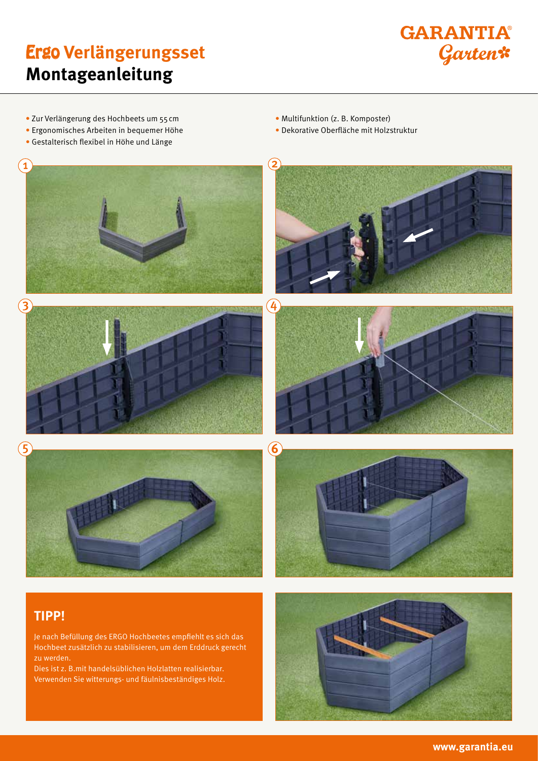# Ergo Verlängerungsset
# Montageanleitung

GARANTIA® Garten

- Zur Verlängerung des Hochbeets um 55 cm
- Ergonomisches Arbeiten in bequemer Höhe
- Gestalterisch flexibel in Höhe und Länge
- Multifunktion (z. B. Komposter)
- Dekorative Oberfläche mit Holzstruktur

1

2

3

4

5

6

## TIPP!

Je nach Befüllung des ERGO Hochbeetes empfiehlt es sich das Hochbeet zusätzlich zu stabilisieren, um dem Erddruck gerecht zu werden.
Dies ist z. B.mit handelsüblichen Holzlatten realisierbar. Verwenden Sie witterungs- und fäulnisbeständiges Holz.

www.garantia.eu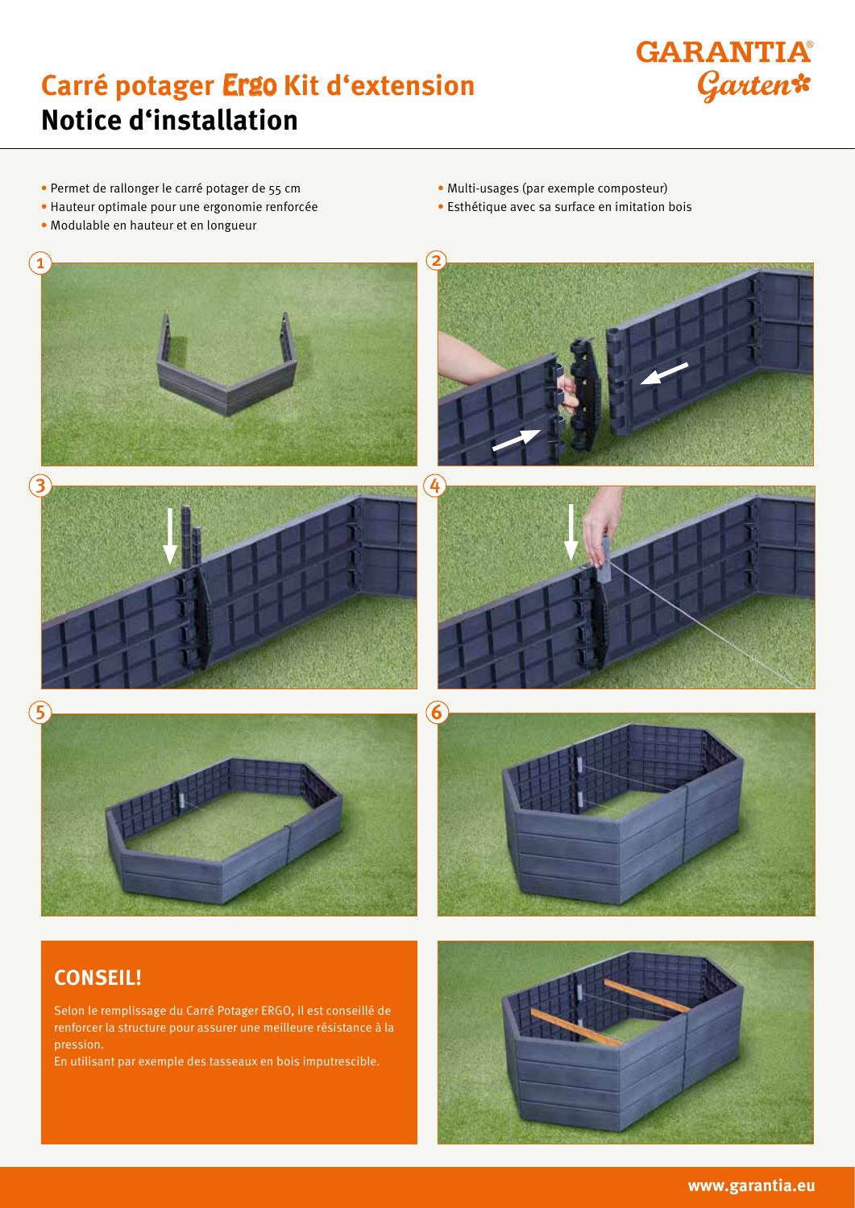# Carré potager Ergo Kit d'extension

## Notice d'installation

- Permet de rallonger le carré potager de 55 cm
- Hauteur optimale pour une ergonomie renforcée
- Modulable en hauteur et en longueur
- Multi-usages (par exemple composteur)
- Esthétique avec sa surface en imitation bois

1

2

3

4

5

6

## CONSEIL!

Selon le remplissage du Carré Potager ERGO, il est conseillé de renforcer la structure pour assurer une meilleure résistance à la pression.
En utilisant par exemple des tasseaux en bois imputrescible.

www.garantia.eu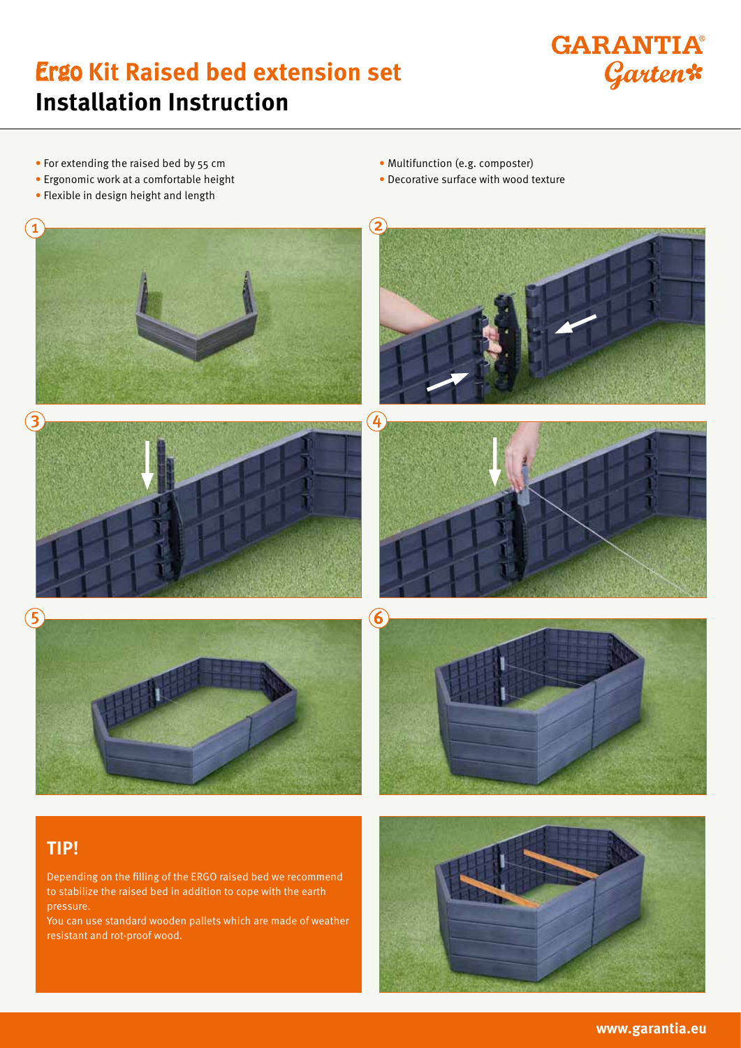# Ergo Kit Raised bed extension set

## Installation Instruction

GARANTIA® Garten

- For extending the raised bed by 55 cm
- Ergonomic work at a comfortable height
- Flexible in design height and length
- Multifunction (e.g. composter)
- Decorative surface with wood texture

1

2

3

4

5

6

## TIP!

Depending on the filling of the ERGO raised bed we recommend to stabilize the raised bed in addition to cope with the earth pressure.

You can use standard wooden pallets which are made of weather resistant and rot-proof wood.

www.garantia.eu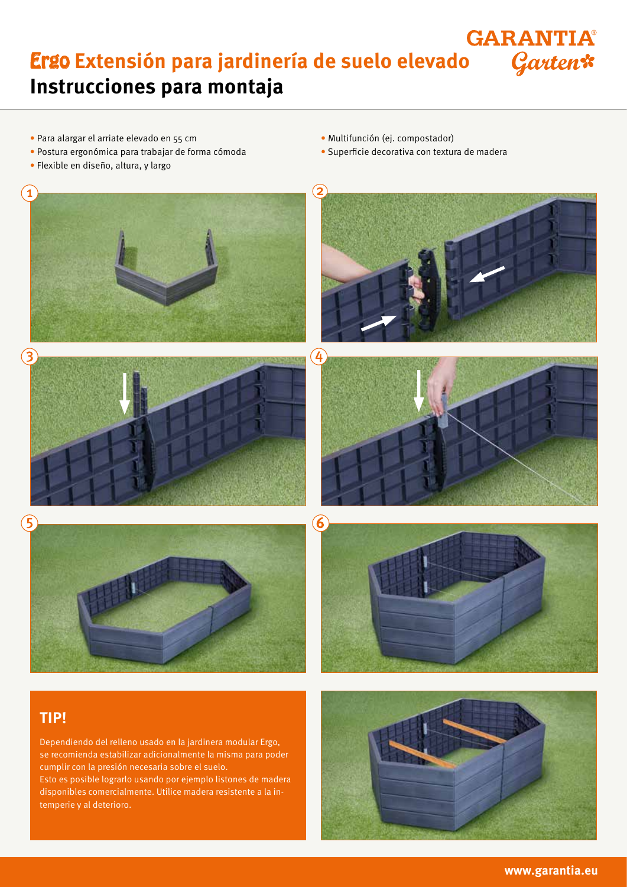# Ergo Extensión para jardinería de suelo elevado

GARANTIA® Garten

## Instrucciones para montaja

- Para alargar el arriate elevado en 55 cm
- Postura ergonómica para trabajar de forma cómoda
- Flexible en diseño, altura, y largo
- Multifunción (ej. compostador)
- Superficie decorativa con textura de madera

1

2

3

4

5

6

## TIP!

Dependiendo del relleno usado en la jardinera modular Ergo, se recomienda estabilizar adicionalmente la misma para poder cumplir con la presión necesaria sobre el suelo.
Esto es posible lograrlo usando por ejemplo listones de madera disponibles comercialmente. Utilice madera resistente a la intemperie y al deterioro.

www.garantia.eu